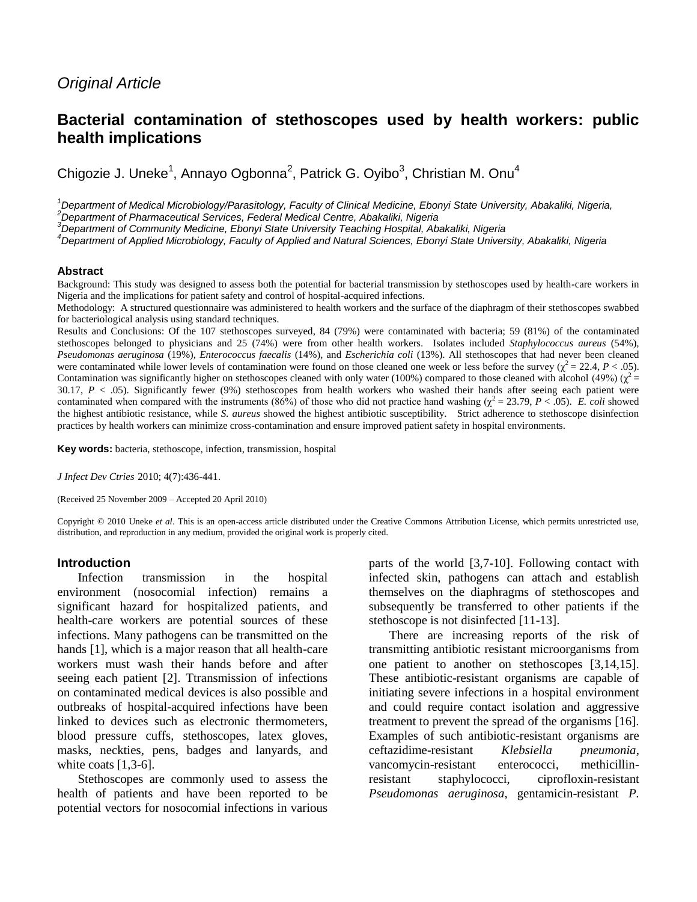*Original Article*

# Bacterial contamination of stethoscopes used by health workers: public health implications

Chigozie J. Uneke[1], Annayo Ogbonna[2], Patrick G. Oyibo[3], Christian M. Onu[4]

[1]*Department of Medical Microbiology/Parasitology, Faculty of Clinical Medicine, Ebonyi State University, Abakaliki, Nigeria,*
[2]*Department of Pharmaceutical Services, Federal Medical Centre, Abakaliki, Nigeria*
[3]*Department of Community Medicine, Ebonyi State University Teaching Hospital, Abakaliki, Nigeria*
[4]*Department of Applied Microbiology, Faculty of Applied and Natural Sciences, Ebonyi State University, Abakaliki, Nigeria*

### Abstract

Background: This study was designed to assess both the potential for bacterial transmission by stethoscopes used by health-care workers in Nigeria and the implications for patient safety and control of hospital-acquired infections.

Methodology: A structured questionnaire was administered to health workers and the surface of the diaphragm of their stethoscopes swabbed for bacteriological analysis using standard techniques.

Results and Conclusions: Of the 107 stethoscopes surveyed, 84 (79%) were contaminated with bacteria; 59 (81%) of the contaminated stethoscopes belonged to physicians and 25 (74%) were from other health workers. Isolates included *Staphylococcus aureus* (54%), *Pseudomonas aeruginosa* (19%), *Enterococcus faecalis* (14%), and *Escherichia coli* (13%). All stethoscopes that had never been cleaned were contaminated while lower levels of contamination were found on those cleaned one week or less before the survey ($\chi^2 = 22.4$, $P < .05$). Contamination was significantly higher on stethoscopes cleaned with only water (100%) compared to those cleaned with alcohol (49%) ($\chi^2 = 30.17$, $P < .05$). Significantly fewer (9%) stethoscopes from health workers who washed their hands after seeing each patient were contaminated when compared with the instruments (86%) of those who did not practice hand washing ($\chi^2 = 23.79$, $P < .05$). *E. coli* showed the highest antibiotic resistance, while *S. aureus* showed the highest antibiotic susceptibility. Strict adherence to stethoscope disinfection practices by health workers can minimize cross-contamination and ensure improved patient safety in hospital environments.

**Key words:** bacteria, stethoscope, infection, transmission, hospital

*J Infect Dev Ctries* 2010; 4(7):436-441.

(Received 25 November 2009 – Accepted 20 April 2010)

Copyright © 2010 Uneke *et al*. This is an open-access article distributed under the Creative Commons Attribution License, which permits unrestricted use, distribution, and reproduction in any medium, provided the original work is properly cited.

## Introduction

Infection transmission in the hospital environment (nosocomial infection) remains a significant hazard for hospitalized patients, and health-care workers are potential sources of these infections. Many pathogens can be transmitted on the hands [1], which is a major reason that all health-care workers must wash their hands before and after seeing each patient [2]. Ttransmission of infections on contaminated medical devices is also possible and outbreaks of hospital-acquired infections have been linked to devices such as electronic thermometers, blood pressure cuffs, stethoscopes, latex gloves, masks, neckties, pens, badges and lanyards, and white coats [1,3-6].

Stethoscopes are commonly used to assess the health of patients and have been reported to be potential vectors for nosocomial infections in various parts of the world [3,7-10]. Following contact with infected skin, pathogens can attach and establish themselves on the diaphragms of stethoscopes and subsequently be transferred to other patients if the stethoscope is not disinfected [11-13].

There are increasing reports of the risk of transmitting antibiotic resistant microorganisms from one patient to another on stethoscopes [3,14,15]. These antibiotic-resistant organisms are capable of initiating severe infections in a hospital environment and could require contact isolation and aggressive treatment to prevent the spread of the organisms [16]. Examples of such antibiotic-resistant organisms are ceftazidime-resistant *Klebsiella pneumonia*, vancomycin-resistant enterococci, methicillin-resistant staphylococci, ciprofloxin-resistant *Pseudomonas aeruginosa*, gentamicin-resistant *P.*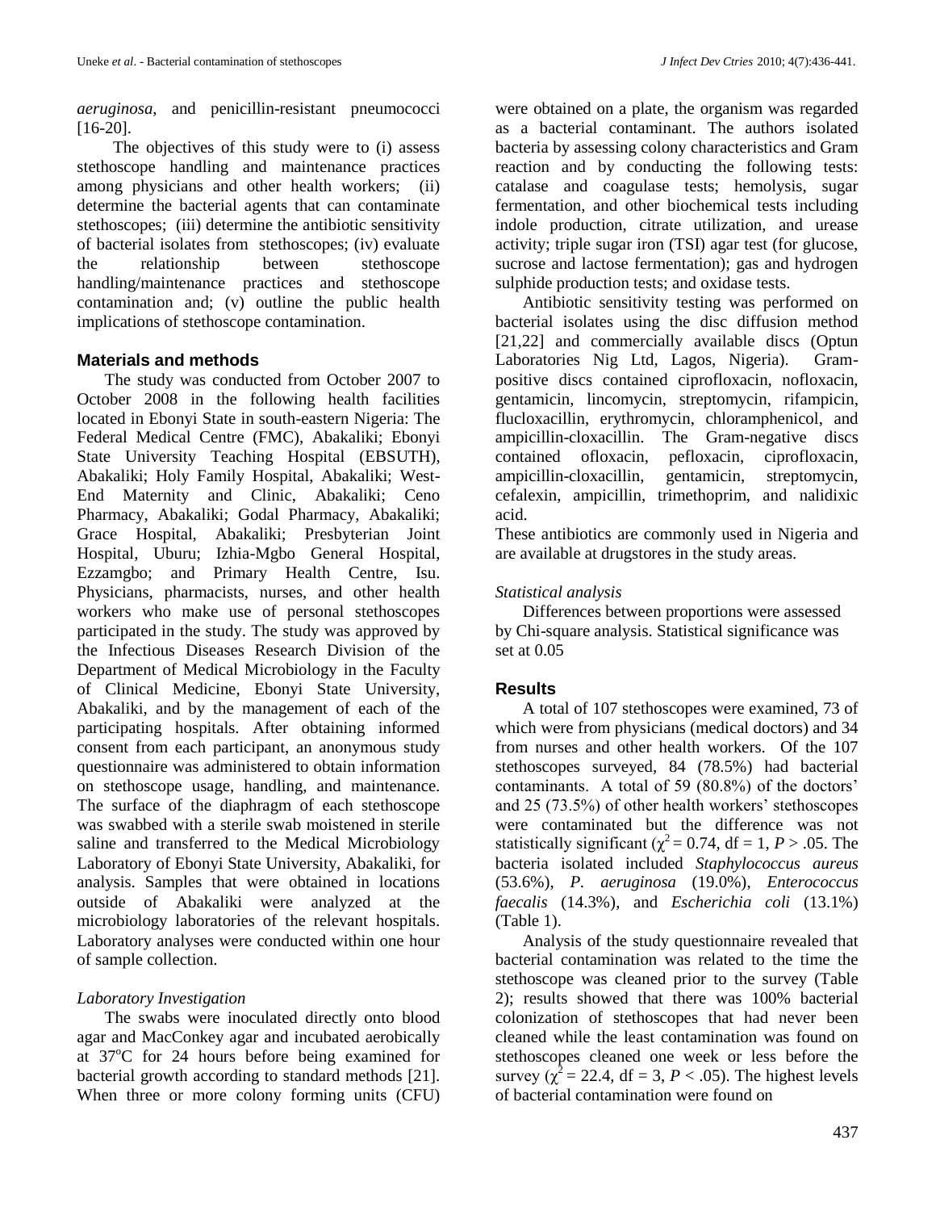*aeruginosa*, and penicillin-resistant pneumococci [16-20].

The objectives of this study were to (i) assess stethoscope handling and maintenance practices among physicians and other health workers; (ii) determine the bacterial agents that can contaminate stethoscopes; (iii) determine the antibiotic sensitivity of bacterial isolates from stethoscopes; (iv) evaluate the relationship between stethoscope handling/maintenance practices and stethoscope contamination and; (v) outline the public health implications of stethoscope contamination.

## Materials and methods

The study was conducted from October 2007 to October 2008 in the following health facilities located in Ebonyi State in south-eastern Nigeria: The Federal Medical Centre (FMC), Abakaliki; Ebonyi State University Teaching Hospital (EBSUTH), Abakaliki; Holy Family Hospital, Abakaliki; West-End Maternity and Clinic, Abakaliki; Ceno Pharmacy, Abakaliki; Godal Pharmacy, Abakaliki; Grace Hospital, Abakaliki; Presbyterian Joint Hospital, Uburu; Izhia-Mgbo General Hospital, Ezzamgbo; and Primary Health Centre, Isu. Physicians, pharmacists, nurses, and other health workers who make use of personal stethoscopes participated in the study. The study was approved by the Infectious Diseases Research Division of the Department of Medical Microbiology in the Faculty of Clinical Medicine, Ebonyi State University, Abakaliki, and by the management of each of the participating hospitals. After obtaining informed consent from each participant, an anonymous study questionnaire was administered to obtain information on stethoscope usage, handling, and maintenance. The surface of the diaphragm of each stethoscope was swabbed with a sterile swab moistened in sterile saline and transferred to the Medical Microbiology Laboratory of Ebonyi State University, Abakaliki, for analysis. Samples that were obtained in locations outside of Abakaliki were analyzed at the microbiology laboratories of the relevant hospitals. Laboratory analyses were conducted within one hour of sample collection.

### *Laboratory Investigation*

The swabs were inoculated directly onto blood agar and MacConkey agar and incubated aerobically at 37$^{o}$C for 24 hours before being examined for bacterial growth according to standard methods [21]. When three or more colony forming units (CFU) were obtained on a plate, the organism was regarded as a bacterial contaminant. The authors isolated bacteria by assessing colony characteristics and Gram reaction and by conducting the following tests: catalase and coagulase tests; hemolysis, sugar fermentation, and other biochemical tests including indole production, citrate utilization, and urease activity; triple sugar iron (TSI) agar test (for glucose, sucrose and lactose fermentation); gas and hydrogen sulphide production tests; and oxidase tests.

Antibiotic sensitivity testing was performed on bacterial isolates using the disc diffusion method [21,22] and commercially available discs (Optun Laboratories Nig Ltd, Lagos, Nigeria). Gram-positive discs contained ciprofloxacin, nofloxacin, gentamicin, lincomycin, streptomycin, rifampicin, flucloxacillin, erythromycin, chloramphenicol, and ampicillin-cloxacillin. The Gram-negative discs contained ofloxacin, pefloxacin, ciprofloxacin, ampicillin-cloxacillin, gentamicin, streptomycin, cefalexin, ampicillin, trimethoprim, and nalidixic acid.

These antibiotics are commonly used in Nigeria and are available at drugstores in the study areas.

### *Statistical analysis*

Differences between proportions were assessed by Chi-square analysis. Statistical significance was set at 0.05

## Results

A total of 107 stethoscopes were examined, 73 of which were from physicians (medical doctors) and 34 from nurses and other health workers. Of the 107 stethoscopes surveyed, 84 (78.5%) had bacterial contaminants. A total of 59 (80.8%) of the doctors' and 25 (73.5%) of other health workers' stethoscopes were contaminated but the difference was not statistically significant ($\chi^2 = 0.74$, df = 1, $P > .05$. The bacteria isolated included *Staphylococcus aureus* (53.6%), *P. aeruginosa* (19.0%), *Enterococcus faecalis* (14.3%), and *Escherichia coli* (13.1%) (Table 1).

Analysis of the study questionnaire revealed that bacterial contamination was related to the time the stethoscope was cleaned prior to the survey (Table 2); results showed that there was 100% bacterial colonization of stethoscopes that had never been cleaned while the least contamination was found on stethoscopes cleaned one week or less before the survey ($\chi^2 = 22.4$, df = 3, $P < .05$). The highest levels of bacterial contamination were found on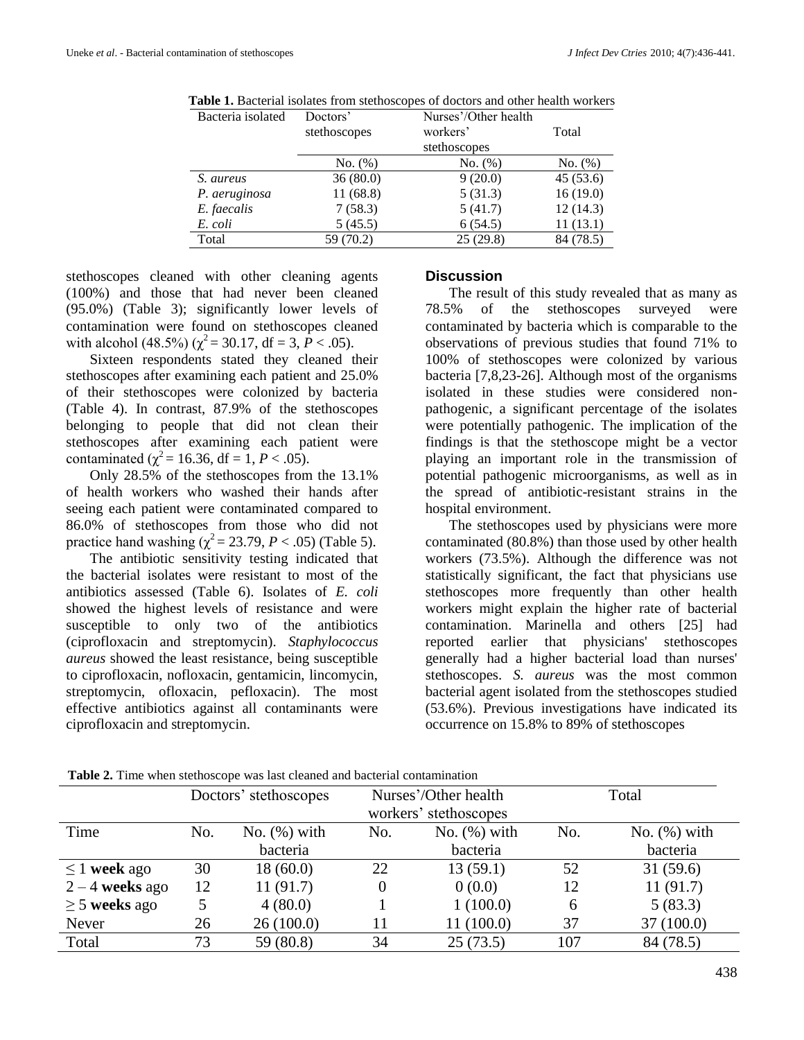**Table 1.** Bacterial isolates from stethoscopes of doctors and other health workers

| Bacteria isolated | Doctors' stethoscopes | Nurses'/Other health workers' stethoscopes | Total |
|---|---|---|---|
| | No. (%) | No. (%) | No. (%) |
| *S. aureus* | 36 (80.0) | 9 (20.0) | 45 (53.6) |
| *P. aeruginosa* | 11 (68.8) | 5 (31.3) | 16 (19.0) |
| *E. faecalis* | 7 (58.3) | 5 (41.7) | 12 (14.3) |
| *E. coli* | 5 (45.5) | 6 (54.5) | 11 (13.1) |
| Total | 59 (70.2) | 25 (29.8) | 84 (78.5) |

stethoscopes cleaned with other cleaning agents (100%) and those that had never been cleaned (95.0%) (Table 3); significantly lower levels of contamination were found on stethoscopes cleaned with alcohol (48.5%) ($\chi^2 = 30.17$, df = 3, $P < .05$).

Sixteen respondents stated they cleaned their stethoscopes after examining each patient and 25.0% of their stethoscopes were colonized by bacteria (Table 4). In contrast, 87.9% of the stethoscopes belonging to people that did not clean their stethoscopes after examining each patient were contaminated ($\chi^2 = 16.36$, df = 1, $P < .05$).

Only 28.5% of the stethoscopes from the 13.1% of health workers who washed their hands after seeing each patient were contaminated compared to 86.0% of stethoscopes from those who did not practice hand washing ($\chi^2 = 23.79$, $P < .05$) (Table 5).

The antibiotic sensitivity testing indicated that the bacterial isolates were resistant to most of the antibiotics assessed (Table 6). Isolates of *E. coli* showed the highest levels of resistance and were susceptible to only two of the antibiotics (ciprofloxacin and streptomycin). *Staphylococcus aureus* showed the least resistance, being susceptible to ciprofloxacin, nofloxacin, gentamicin, lincomycin, streptomycin, ofloxacin, pefloxacin). The most effective antibiotics against all contaminants were ciprofloxacin and streptomycin.

## Discussion

The result of this study revealed that as many as 78.5% of the stethoscopes surveyed were contaminated by bacteria which is comparable to the observations of previous studies that found 71% to 100% of stethoscopes were colonized by various bacteria [7,8,23-26]. Although most of the organisms isolated in these studies were considered non-pathogenic, a significant percentage of the isolates were potentially pathogenic. The implication of the findings is that the stethoscope might be a vector playing an important role in the transmission of potential pathogenic microorganisms, as well as in the spread of antibiotic-resistant strains in the hospital environment.

The stethoscopes used by physicians were more contaminated (80.8%) than those used by other health workers (73.5%). Although the difference was not statistically significant, the fact that physicians use stethoscopes more frequently than other health workers might explain the higher rate of bacterial contamination. Marinella and others [25] had reported earlier that physicians' stethoscopes generally had a higher bacterial load than nurses' stethoscopes. *S. aureus* was the most common bacterial agent isolated from the stethoscopes studied (53.6%). Previous investigations have indicated its occurrence on 15.8% to 89% of stethoscopes

**Table 2.** Time when stethoscope was last cleaned and bacterial contamination

| | Doctors' stethoscopes | | Nurses'/Other health workers' stethoscopes | | Total | |
|---|---|---|---|---|---|---|
| Time | No. | No. (%) with bacteria | No. | No. (%) with bacteria | No. | No. (%) with bacteria |
| ≤ 1 **week** ago | 30 | 18 (60.0) | 22 | 13 (59.1) | 52 | 31 (59.6) |
| 2 – 4 **weeks** ago | 12 | 11 (91.7) | 0 | 0 (0.0) | 12 | 11 (91.7) |
| ≥ 5 **weeks** ago | 5 | 4 (80.0) | 1 | 1 (100.0) | 6 | 5 (83.3) |
| Never | 26 | 26 (100.0) | 11 | 11 (100.0) | 37 | 37 (100.0) |
| Total | 73 | 59 (80.8) | 34 | 25 (73.5) | 107 | 84 (78.5) |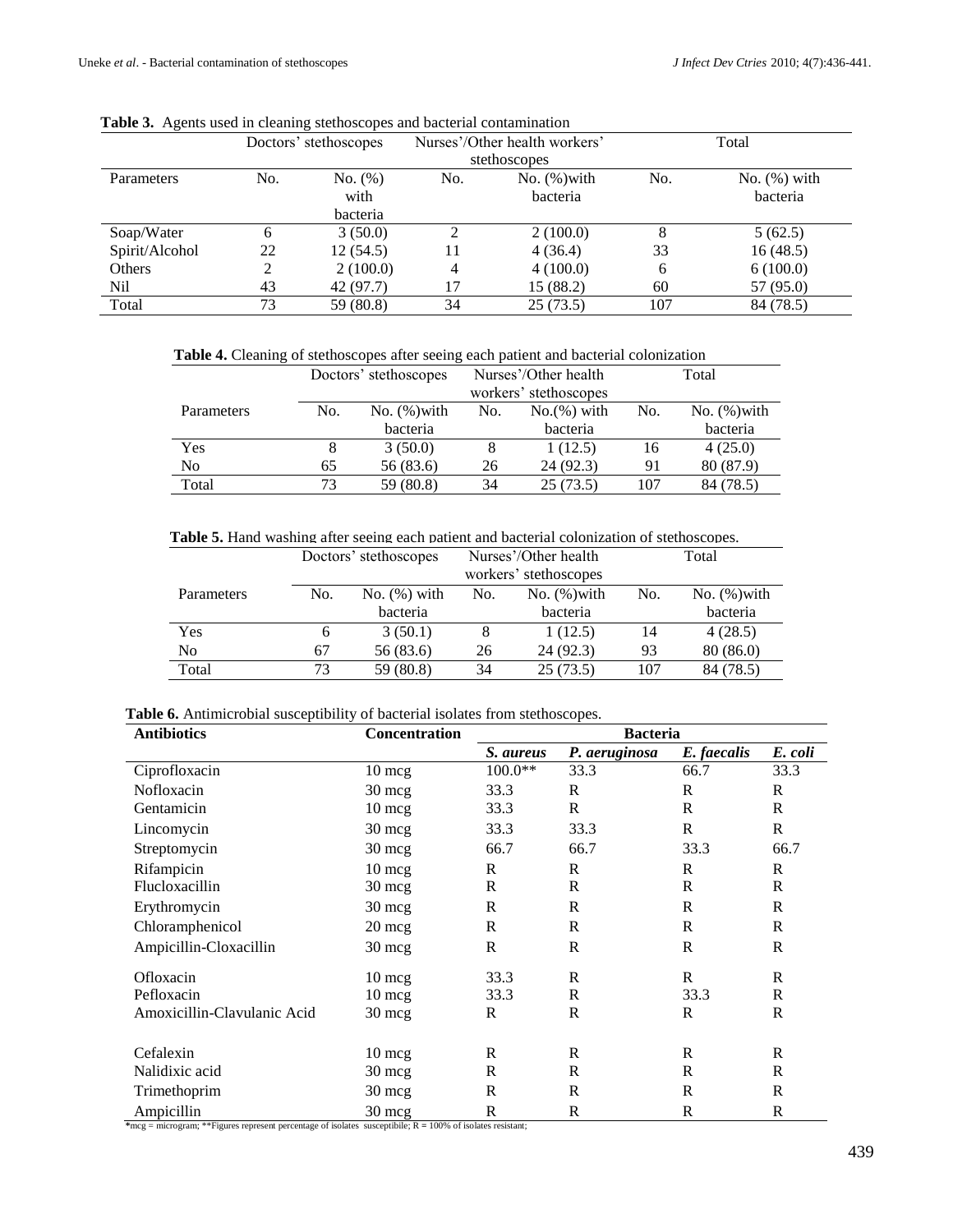**Table 3.** Agents used in cleaning stethoscopes and bacterial contamination

| | Doctors' stethoscopes | | Nurses'/Other health workers' stethoscopes | | Total | |
|---|---|---|---|---|---|---|
| Parameters | No. | No. (%) with bacteria | No. | No. (%)with bacteria | No. | No. (%) with bacteria |
| Soap/Water | 6 | 3 (50.0) | 2 | 2 (100.0) | 8 | 5 (62.5) |
| Spirit/Alcohol | 22 | 12 (54.5) | 11 | 4 (36.4) | 33 | 16 (48.5) |
| Others | 2 | 2 (100.0) | 4 | 4 (100.0) | 6 | 6 (100.0) |
| Nil | 43 | 42 (97.7) | 17 | 15 (88.2) | 60 | 57 (95.0) |
| Total | 73 | 59 (80.8) | 34 | 25 (73.5) | 107 | 84 (78.5) |

**Table 4.** Cleaning of stethoscopes after seeing each patient and bacterial colonization

| | Doctors' stethoscopes | | Nurses'/Other health workers' stethoscopes | | Total | |
|---|---|---|---|---|---|---|
| Parameters | No. | No. (%)with bacteria | No. | No.(%) with bacteria | No. | No. (%)with bacteria |
| Yes | 8 | 3 (50.0) | 8 | 1 (12.5) | 16 | 4 (25.0) |
| No | 65 | 56 (83.6) | 26 | 24 (92.3) | 91 | 80 (87.9) |
| Total | 73 | 59 (80.8) | 34 | 25 (73.5) | 107 | 84 (78.5) |

**Table 5.** Hand washing after seeing each patient and bacterial colonization of stethoscopes.

| | Doctors' stethoscopes | | Nurses'/Other health workers' stethoscopes | | Total | |
|---|---|---|---|---|---|---|
| Parameters | No. | No. (%) with bacteria | No. | No. (%)with bacteria | No. | No. (%)with bacteria |
| Yes | 6 | 3 (50.1) | 8 | 1 (12.5) | 14 | 4 (28.5) |
| No | 67 | 56 (83.6) | 26 | 24 (92.3) | 93 | 80 (86.0) |
| Total | 73 | 59 (80.8) | 34 | 25 (73.5) | 107 | 84 (78.5) |

**Table 6.** Antimicrobial susceptibility of bacterial isolates from stethoscopes.

| **Antibiotics** | **Concentration** | **Bacteria** | | | |
|---|---|---|---|---|---|
| | | *S. aureus* | *P. aeruginosa* | *E. faecalis* | *E. coli* |
| Ciprofloxacin | 10 mcg | 100.0** | 33.3 | 66.7 | 33.3 |
| Nofloxacin | 30 mcg | 33.3 | R | R | R |
| Gentamicin | 10 mcg | 33.3 | R | R | R |
| Lincomycin | 30 mcg | 33.3 | 33.3 | R | R |
| Streptomycin | 30 mcg | 66.7 | 66.7 | 33.3 | 66.7 |
| Rifampicin | 10 mcg | R | R | R | R |
| Flucloxacillin | 30 mcg | R | R | R | R |
| Erythromycin | 30 mcg | R | R | R | R |
| Chloramphenicol | 20 mcg | R | R | R | R |
| Ampicillin-Cloxacillin | 30 mcg | R | R | R | R |
| Ofloxacin | 10 mcg | 33.3 | R | R | R |
| Pefloxacin | 10 mcg | 33.3 | R | 33.3 | R |
| Amoxicillin-Clavulanic Acid | 30 mcg | R | R | R | R |
| Cefalexin | 10 mcg | R | R | R | R |
| Nalidixic acid | 30 mcg | R | R | R | R |
| Trimethoprim | 30 mcg | R | R | R | R |
| Ampicillin | 30 mcg | R | R | R | R |

*mcg = microgram; **Figures represent percentage of isolates susceptibile; R = 100% of isolates resistant;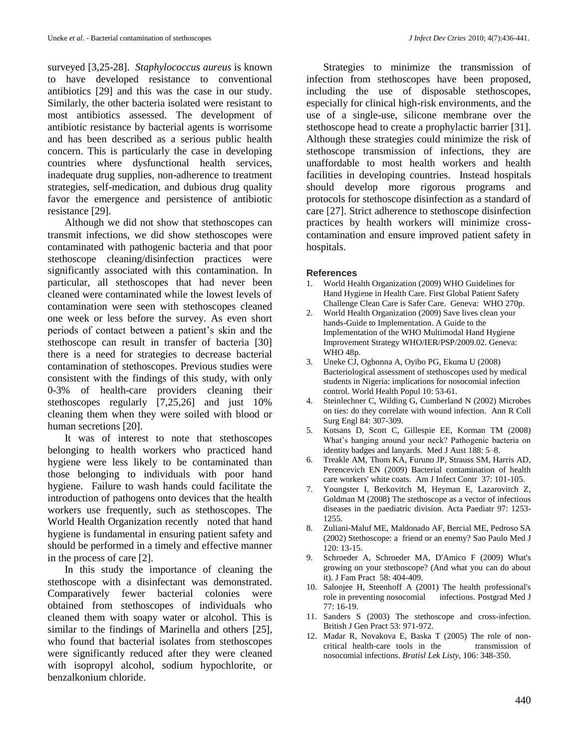surveyed [3,25-28]. *Staphylococcus aureus* is known to have developed resistance to conventional antibiotics [29] and this was the case in our study. Similarly, the other bacteria isolated were resistant to most antibiotics assessed. The development of antibiotic resistance by bacterial agents is worrisome and has been described as a serious public health concern. This is particularly the case in developing countries where dysfunctional health services, inadequate drug supplies, non-adherence to treatment strategies, self-medication, and dubious drug quality favor the emergence and persistence of antibiotic resistance [29].

Although we did not show that stethoscopes can transmit infections, we did show stethoscopes were contaminated with pathogenic bacteria and that poor stethoscope cleaning/disinfection practices were significantly associated with this contamination. In particular, all stethoscopes that had never been cleaned were contaminated while the lowest levels of contamination were seen with stethoscopes cleaned one week or less before the survey. As even short periods of contact between a patient's skin and the stethoscope can result in transfer of bacteria [30] there is a need for strategies to decrease bacterial contamination of stethoscopes. Previous studies were consistent with the findings of this study, with only 0-3% of health-care providers cleaning their stethoscopes regularly [7,25,26] and just 10% cleaning them when they were soiled with blood or human secretions [20].

It was of interest to note that stethoscopes belonging to health workers who practiced hand hygiene were less likely to be contaminated than those belonging to individuals with poor hand hygiene. Failure to wash hands could facilitate the introduction of pathogens onto devices that the health workers use frequently, such as stethoscopes. The World Health Organization recently noted that hand hygiene is fundamental in ensuring patient safety and should be performed in a timely and effective manner in the process of care [2].

In this study the importance of cleaning the stethoscope with a disinfectant was demonstrated. Comparatively fewer bacterial colonies were obtained from stethoscopes of individuals who cleaned them with soapy water or alcohol. This is similar to the findings of Marinella and others [25], who found that bacterial isolates from stethoscopes were significantly reduced after they were cleaned with isopropyl alcohol, sodium hypochlorite, or benzalkonium chloride.

Strategies to minimize the transmission of infection from stethoscopes have been proposed, including the use of disposable stethoscopes, especially for clinical high-risk environments, and the use of a single-use, silicone membrane over the stethoscope head to create a prophylactic barrier [31]. Although these strategies could minimize the risk of stethoscope transmission of infections, they are unaffordable to most health workers and health facilities in developing countries. Instead hospitals should develop more rigorous programs and protocols for stethoscope disinfection as a standard of care [27]. Strict adherence to stethoscope disinfection practices by health workers will minimize cross-contamination and ensure improved patient safety in hospitals.

### References

1. World Health Organization (2009) WHO Guidelines for Hand Hygiene in Health Care. First Global Patient Safety Challenge Clean Care is Safer Care. Geneva: WHO 270p.
2. World Health Organization (2009) Save lives clean your hands-Guide to Implementation. A Guide to the Implementation of the WHO Multimodal Hand Hygiene Improvement Strategy WHO/IER/PSP/2009.02. Geneva: WHO 48p.
3. Uneke CJ, Ogbonna A, Oyibo PG, Ekuma U (2008) Bacteriological assessment of stethoscopes used by medical students in Nigeria: implications for nosocomial infection control. World Health Popul 10: 53-61.
4. Steinlechner C, Wilding G, Cumberland N (2002) Microbes on ties: do they correlate with wound infection. Ann R Coll Surg Engl 84: 307-309.
5. Kotsans D, Scott C, Gillespie EE, Korman TM (2008) What's hanging around your neck? Pathogenic bacteria on identity badges and lanyards. Med J Aust 188: 5–8.
6. Treakle AM, Thom KA, Furuno JP, Strauss SM, Harris AD, Perencevich EN (2009) Bacterial contamination of health care workers' white coats. Am J Infect Contr 37: 101-105.
7. Youngster I, Berkovitch M, Heyman E, Lazarovitch Z, Goldman M (2008) The stethoscope as a vector of infectious diseases in the paediatric division. Acta Paediatr 97: 1253-1255.
8. Zuliani-Maluf ME, Maldonado AF, Bercial ME, Pedroso SA (2002) Stethoscope: a friend or an enemy? Sao Paulo Med J 120: 13-15.
9. Schroeder A, Schroeder MA, D'Amico F (2009) What's growing on your stethoscope? (And what you can do about it). J Fam Pract 58: 404-409.
10. Saloojee H, Steenhoff A (2001) The health professional's role in preventing nosocomial infections. Postgrad Med J 77: 16-19.
11. Sanders S (2003) The stethoscope and cross-infection. British J Gen Pract 53: 971-972.
12. Madar R, Novakova E, Baska T (2005) The role of non-critical health-care tools in the transmission of nosocomial infections. *Bratisl Lek Listy*, 106: 348-350.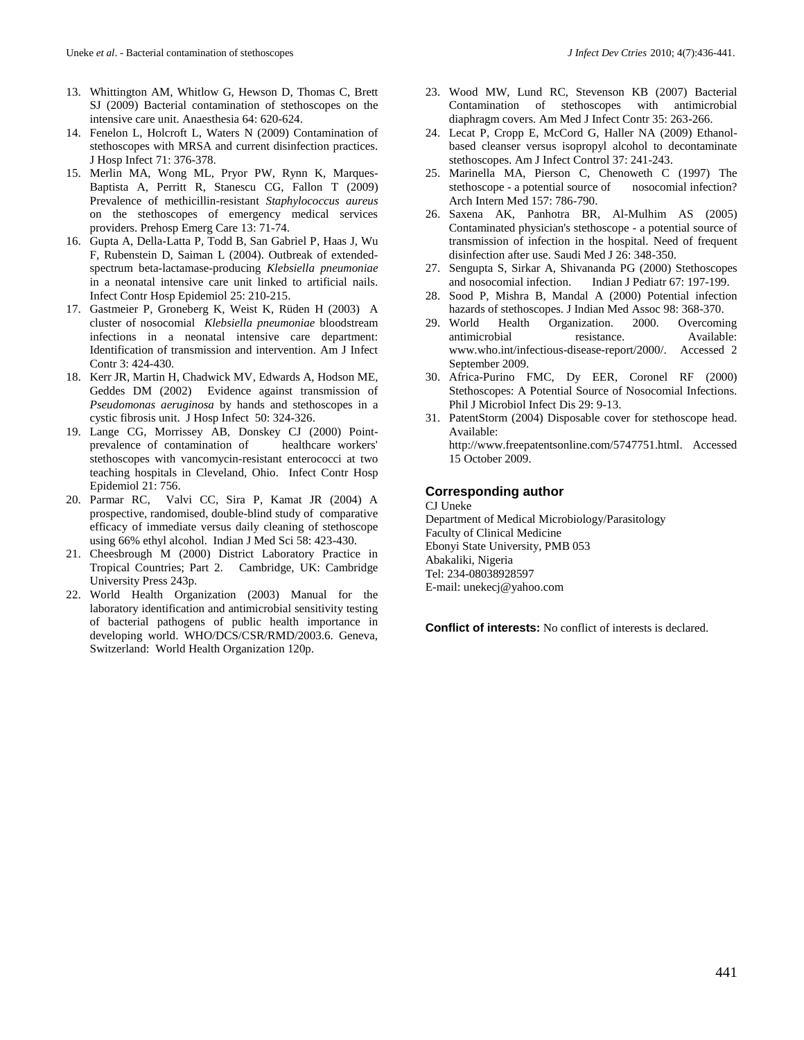13. Whittington AM, Whitlow G, Hewson D, Thomas C, Brett SJ (2009) Bacterial contamination of stethoscopes on the intensive care unit. Anaesthesia 64: 620-624.
14. Fenelon L, Holcroft L, Waters N (2009) Contamination of stethoscopes with MRSA and current disinfection practices. J Hosp Infect 71: 376-378.
15. Merlin MA, Wong ML, Pryor PW, Rynn K, Marques-Baptista A, Perritt R, Stanescu CG, Fallon T (2009) Prevalence of methicillin-resistant *Staphylococcus aureus* on the stethoscopes of emergency medical services providers. Prehosp Emerg Care 13: 71-74.
16. Gupta A, Della-Latta P, Todd B, San Gabriel P, Haas J, Wu F, Rubenstein D, Saiman L (2004). Outbreak of extended-spectrum beta-lactamase-producing *Klebsiella pneumoniae* in a neonatal intensive care unit linked to artificial nails. Infect Contr Hosp Epidemiol 25: 210-215.
17. Gastmeier P, Groneberg K, Weist K, Rüden H (2003) A cluster of nosocomial *Klebsiella pneumoniae* bloodstream infections in a neonatal intensive care department: Identification of transmission and intervention. Am J Infect Contr 3: 424-430.
18. Kerr JR, Martin H, Chadwick MV, Edwards A, Hodson ME, Geddes DM (2002) Evidence against transmission of *Pseudomonas aeruginosa* by hands and stethoscopes in a cystic fibrosis unit. J Hosp Infect 50: 324-326.
19. Lange CG, Morrissey AB, Donskey CJ (2000) Point-prevalence of contamination of healthcare workers' stethoscopes with vancomycin-resistant enterococci at two teaching hospitals in Cleveland, Ohio. Infect Contr Hosp Epidemiol 21: 756.
20. Parmar RC, Valvi CC, Sira P, Kamat JR (2004) A prospective, randomised, double-blind study of comparative efficacy of immediate versus daily cleaning of stethoscope using 66% ethyl alcohol. Indian J Med Sci 58: 423-430.
21. Cheesbrough M (2000) District Laboratory Practice in Tropical Countries; Part 2. Cambridge, UK: Cambridge University Press 243p.
22. World Health Organization (2003) Manual for the laboratory identification and antimicrobial sensitivity testing of bacterial pathogens of public health importance in developing world. WHO/DCS/CSR/RMD/2003.6. Geneva, Switzerland: World Health Organization 120p.
23. Wood MW, Lund RC, Stevenson KB (2007) Bacterial Contamination of stethoscopes with antimicrobial diaphragm covers. Am Med J Infect Contr 35: 263-266.
24. Lecat P, Cropp E, McCord G, Haller NA (2009) Ethanol-based cleanser versus isopropyl alcohol to decontaminate stethoscopes. Am J Infect Control 37: 241-243.
25. Marinella MA, Pierson C, Chenoweth C (1997) The stethoscope - a potential source of nosocomial infection? Arch Intern Med 157: 786-790.
26. Saxena AK, Panhotra BR, Al-Mulhim AS (2005) Contaminated physician's stethoscope - a potential source of transmission of infection in the hospital. Need of frequent disinfection after use. Saudi Med J 26: 348-350.
27. Sengupta S, Sirkar A, Shivananda PG (2000) Stethoscopes and nosocomial infection. Indian J Pediatr 67: 197-199.
28. Sood P, Mishra B, Mandal A (2000) Potential infection hazards of stethoscopes. J Indian Med Assoc 98: 368-370.
29. World Health Organization. 2000. Overcoming antimicrobial resistance. Available: www.who.int/infectious-disease-report/2000/. Accessed 2 September 2009.
30. Africa-Purino FMC, Dy EER, Coronel RF (2000) Stethoscopes: A Potential Source of Nosocomial Infections. Phil J Microbiol Infect Dis 29: 9-13.
31. PatentStorm (2004) Disposable cover for stethoscope head. Available: http://www.freepatentsonline.com/5747751.html. Accessed 15 October 2009.

## Corresponding author

CJ Uneke
Department of Medical Microbiology/Parasitology
Faculty of Clinical Medicine
Ebonyi State University, PMB 053
Abakaliki, Nigeria
Tel: 234-08038928597
E-mail: unekecj@yahoo.com

**Conflict of interests:** No conflict of interests is declared.